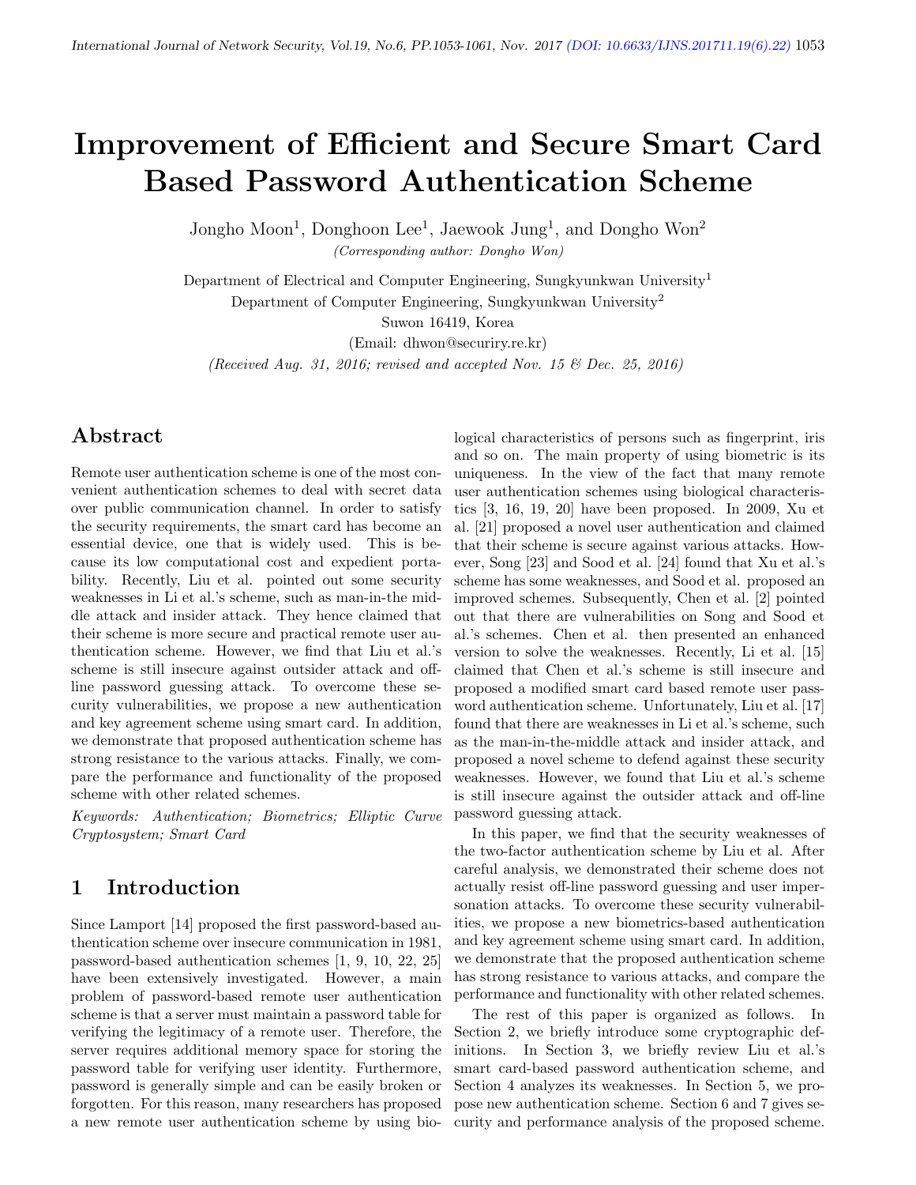# Improvement of Efficient and Secure Smart Card Based Password Authentication Scheme

Jongho Moon[1], Donghoon Lee[1], Jaewook Jung[1], and Dongho Won[2]
*(Corresponding author: Dongho Won)*

Department of Electrical and Computer Engineering, Sungkyunkwan University[1]
Department of Computer Engineering, Sungkyunkwan University[2]
Suwon 16419, Korea
(Email: dhwon@securiry.re.kr)
*(Received Aug. 31, 2016; revised and accepted Nov. 15 & Dec. 25, 2016)*

## Abstract

Remote user authentication scheme is one of the most convenient authentication schemes to deal with secret data over public communication channel. In order to satisfy the security requirements, the smart card has become an essential device, one that is widely used. This is because its low computational cost and expedient portability. Recently, Liu et al. pointed out some security weaknesses in Li et al.'s scheme, such as man-in-the middle attack and insider attack. They hence claimed that their scheme is more secure and practical remote user authentication scheme. However, we find that Liu et al.'s scheme is still insecure against outsider attack and off-line password guessing attack. To overcome these security vulnerabilities, we propose a new authentication and key agreement scheme using smart card. In addition, we demonstrate that proposed authentication scheme has strong resistance to the various attacks. Finally, we compare the performance and functionality of the proposed scheme with other related schemes.

*Keywords: Authentication; Biometrics; Elliptic Curve Cryptosystem; Smart Card*

## 1 Introduction

Since Lamport [14] proposed the first password-based authentication scheme over insecure communication in 1981, password-based authentication schemes [1, 9, 10, 22, 25] have been extensively investigated. However, a main problem of password-based remote user authentication scheme is that a server must maintain a password table for verifying the legitimacy of a remote user. Therefore, the server requires additional memory space for storing the password table for verifying user identity. Furthermore, password is generally simple and can be easily broken or forgotten. For this reason, many researchers has proposed a new remote user authentication scheme by using biological characteristics of persons such as fingerprint, iris and so on. The main property of using biometric is its uniqueness. In the view of the fact that many remote user authentication schemes using biological characteristics [3, 16, 19, 20] have been proposed. In 2009, Xu et al. [21] proposed a novel user authentication and claimed that their scheme is secure against various attacks. However, Song [23] and Sood et al. [24] found that Xu et al.'s scheme has some weaknesses, and Sood et al. proposed an improved schemes. Subsequently, Chen et al. [2] pointed out that there are vulnerabilities on Song and Sood et al.'s schemes. Chen et al. then presented an enhanced version to solve the weaknesses. Recently, Li et al. [15] claimed that Chen et al.'s scheme is still insecure and proposed a modified smart card based remote user password authentication scheme. Unfortunately, Liu et al. [17] found that there are weaknesses in Li et al.'s scheme, such as the man-in-the-middle attack and insider attack, and proposed a novel scheme to defend against these security weaknesses. However, we found that Liu et al.'s scheme is still insecure against the outsider attack and off-line password guessing attack.

In this paper, we find that the security weaknesses of the two-factor authentication scheme by Liu et al. After careful analysis, we demonstrated their scheme does not actually resist off-line password guessing and user impersonation attacks. To overcome these security vulnerabilities, we propose a new biometrics-based authentication and key agreement scheme using smart card. In addition, we demonstrate that the proposed authentication scheme has strong resistance to various attacks, and compare the performance and functionality with other related schemes.

The rest of this paper is organized as follows. In Section 2, we briefly introduce some cryptographic definitions. In Section 3, we briefly review Liu et al.'s smart card-based password authentication scheme, and Section 4 analyzes its weaknesses. In Section 5, we propose new authentication scheme. Section 6 and 7 gives security and performance analysis of the proposed scheme.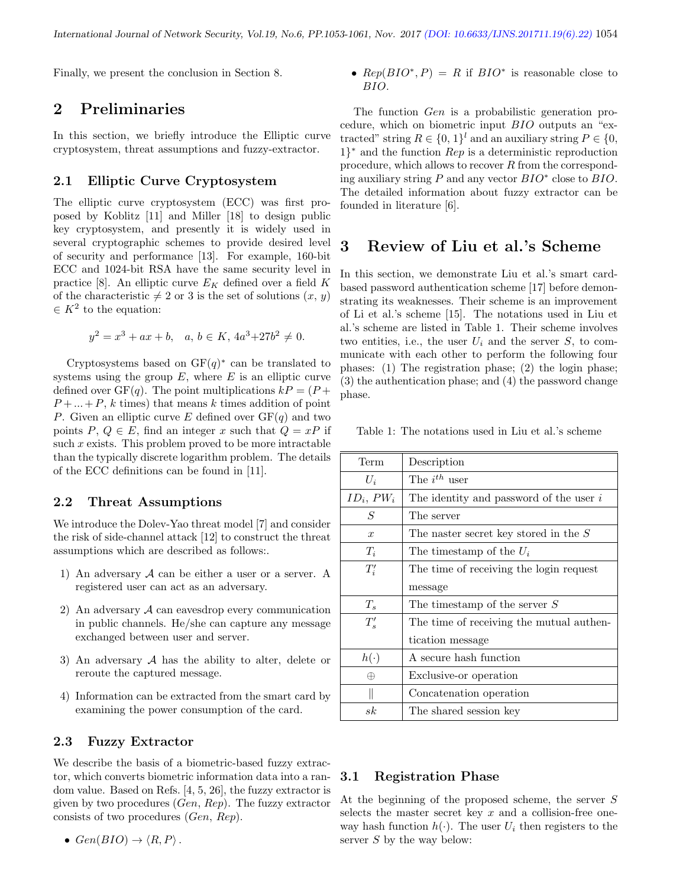Finally, we present the conclusion in Section 8.

## 2 Preliminaries

In this section, we briefly introduce the Elliptic curve cryptosystem, threat assumptions and fuzzy-extractor.

### 2.1 Elliptic Curve Cryptosystem

The elliptic curve cryptosystem (ECC) was first proposed by Koblitz [11] and Miller [18] to design public key cryptosystem, and presently it is widely used in several cryptographic schemes to provide desired level of security and performance [13]. For example, 160-bit ECC and 1024-bit RSA have the same security level in practice [8]. An elliptic curve $E_K$ defined over a field $K$ of the characteristic $\neq 2$ or 3 is the set of solutions $(x, y) \in K^2$ to the equation:

$$y^2 = x^3 + ax + b, \quad a, b \in K, 4a^3 + 27b^2 \neq 0.$$

Cryptosystems based on $\text{GF}(q)^*$ can be translated to systems using the group $E$, where $E$ is an elliptic curve defined over $\text{GF}(q)$. The point multiplications $kP = (P + P + ... + P$, $k$ times) that means $k$ times addition of point $P$. Given an elliptic curve $E$ defined over $\text{GF}(q)$ and two points $P$, $Q \in E$, find an integer $x$ such that $Q = xP$ if such $x$ exists. This problem proved to be more intractable than the typically discrete logarithm problem. The details of the ECC definitions can be found in [11].

### 2.2 Threat Assumptions

We introduce the Dolev-Yao threat model [7] and consider the risk of side-channel attack [12] to construct the threat assumptions which are described as follows:.

1) An adversary $\mathcal{A}$ can be either a user or a server. A registered user can act as an adversary.
2) An adversary $\mathcal{A}$ can eavesdrop every communication in public channels. He/she can capture any message exchanged between user and server.
3) An adversary $\mathcal{A}$ has the ability to alter, delete or reroute the captured message.
4) Information can be extracted from the smart card by examining the power consumption of the card.

### 2.3 Fuzzy Extractor

We describe the basis of a biometric-based fuzzy extractor, which converts biometric information data into a random value. Based on Refs. [4, 5, 26], the fuzzy extractor is given by two procedures ($Gen$, $Rep$). The fuzzy extractor consists of two procedures ($Gen$, $Rep$).

- $Gen(BIO) \rightarrow \langle R, P \rangle$.
- $Rep(BIO^*, P) = R$ if $BIO^*$ is reasonable close to $BIO$.

The function $Gen$ is a probabilistic generation procedure, which on biometric input $BIO$ outputs an "extracted" string $R \in \{0, 1\}^l$ and an auxiliary string $P \in \{0, 1\}^*$ and the function $Rep$ is a deterministic reproduction procedure, which allows to recover $R$ from the corresponding auxiliary string $P$ and any vector $BIO^*$ close to $BIO$. The detailed information about fuzzy extractor can be founded in literature [6].

## 3 Review of Liu et al.'s Scheme

In this section, we demonstrate Liu et al.'s smart card-based password authentication scheme [17] before demonstrating its weaknesses. Their scheme is an improvement of Li et al.'s scheme [15]. The notations used in Liu et al.'s scheme are listed in Table 1. Their scheme involves two entities, i.e., the user $U_i$ and the server $S$, to communicate with each other to perform the following four phases: (1) The registration phase; (2) the login phase; (3) the authentication phase; and (4) the password change phase.

Table 1: The notations used in Liu et al.'s scheme

| Term | Description |
|---|---|
| $U_i$ | The $i^{th}$ user |
| $ID_i$, $PW_i$ | The identity and password of the user $i$ |
| $S$ | The server |
| $x$ | The naster secret key stored in the $S$ |
| $T_i$ | The timestamp of the $U_i$ |
| $T_i'$ | The time of receiving the login request message |
| $T_s$ | The timestamp of the server $S$ |
| $T_s'$ | The time of receiving the mutual authentication message |
| $h(\cdot)$ | A secure hash function |
| $\oplus$ | Exclusive-or operation |
| $\Vert$ | Concatenation operation |
| $sk$ | The shared session key |

### 3.1 Registration Phase

At the beginning of the proposed scheme, the server $S$ selects the master secret key $x$ and a collision-free one-way hash function $h(\cdot)$. The user $U_i$ then registers to the server $S$ by the way below: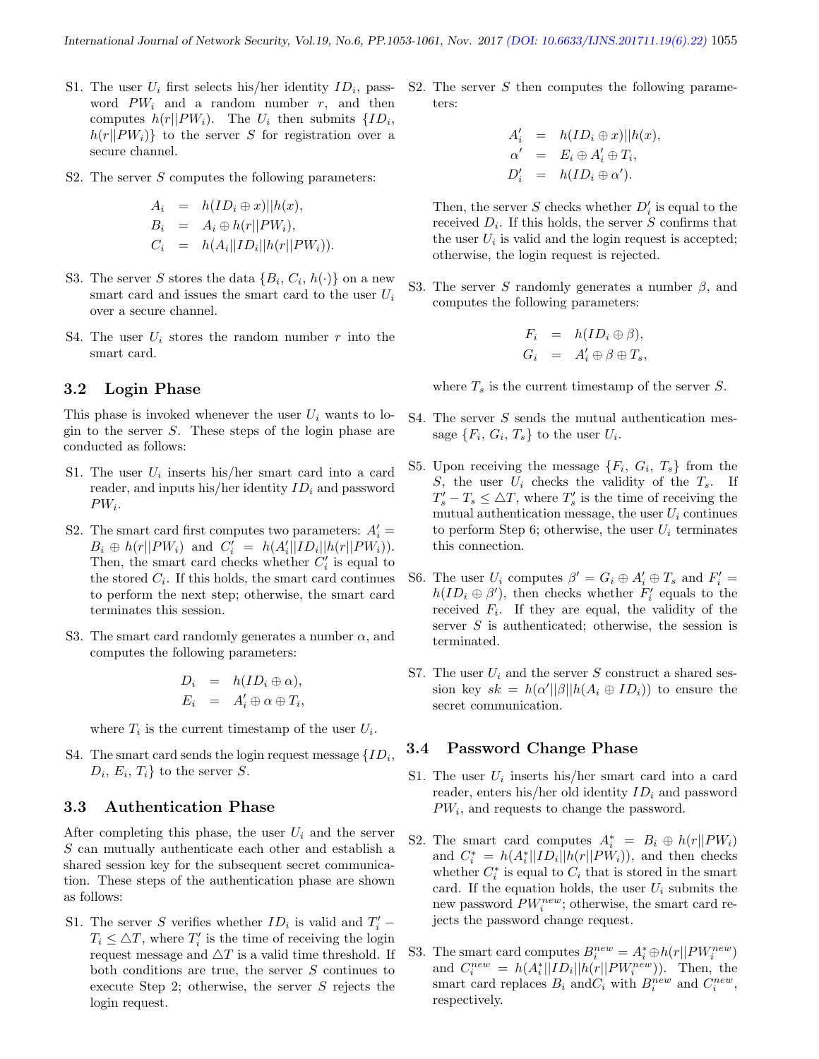S1. The user $U_i$ first selects his/her identity $ID_i$, password $PW_i$ and a random number $r$, and then computes $h(r||PW_i)$. The $U_i$ then submits $\{ID_i, h(r||PW_i)\}$ to the server $S$ for registration over a secure channel.

S2. The server $S$ computes the following parameters:

$$\begin{aligned} A_i &= h(ID_i \oplus x)||h(x), \\ B_i &= A_i \oplus h(r||PW_i), \\ C_i &= h(A_i||ID_i||h(r||PW_i)). \end{aligned}$$

S3. The server $S$ stores the data $\{B_i, C_i, h(\cdot)\}$ on a new smart card and issues the smart card to the user $U_i$ over a secure channel.

S4. The user $U_i$ stores the random number $r$ into the smart card.

### 3.2 Login Phase

This phase is invoked whenever the user $U_i$ wants to login to the server $S$. These steps of the login phase are conducted as follows:

S1. The user $U_i$ inserts his/her smart card into a card reader, and inputs his/her identity $ID_i$ and password $PW_i$.

S2. The smart card first computes two parameters: $A_i' = B_i \oplus h(r||PW_i)$ and $C_i' = h(A_i'||ID_i||h(r||PW_i))$. Then, the smart card checks whether $C_i'$ is equal to the stored $C_i$. If this holds, the smart card continues to perform the next step; otherwise, the smart card terminates this session.

S3. The smart card randomly generates a number $\alpha$, and computes the following parameters:

$$\begin{aligned} D_i &= h(ID_i \oplus \alpha), \\ E_i &= A_i' \oplus \alpha \oplus T_i, \end{aligned}$$

where $T_i$ is the current timestamp of the user $U_i$.

S4. The smart card sends the login request message $\{ID_i, D_i, E_i, T_i\}$ to the server $S$.

### 3.3 Authentication Phase

After completing this phase, the user $U_i$ and the server $S$ can mutually authenticate each other and establish a shared session key for the subsequent secret communication. These steps of the authentication phase are shown as follows:

S1. The server $S$ verifies whether $ID_i$ is valid and $T_i' - T_i \leq \triangle T$, where $T_i'$ is the time of receiving the login request message and $\triangle T$ is a valid time threshold. If both conditions are true, the server $S$ continues to execute Step 2; otherwise, the server $S$ rejects the login request.

S2. The server $S$ then computes the following parameters:

$$\begin{aligned} A_i' &= h(ID_i \oplus x)||h(x), \\ \alpha' &= E_i \oplus A_i' \oplus T_i, \\ D_i' &= h(ID_i \oplus \alpha'). \end{aligned}$$

Then, the server $S$ checks whether $D_i'$ is equal to the received $D_i$. If this holds, the server $S$ confirms that the user $U_i$ is valid and the login request is accepted; otherwise, the login request is rejected.

S3. The server $S$ randomly generates a number $\beta$, and computes the following parameters:

$$\begin{aligned} F_i &= h(ID_i \oplus \beta), \\ G_i &= A_i' \oplus \beta \oplus T_s, \end{aligned}$$

where $T_s$ is the current timestamp of the server $S$.

S4. The server $S$ sends the mutual authentication message $\{F_i, G_i, T_s\}$ to the user $U_i$.

S5. Upon receiving the message $\{F_i, G_i, T_s\}$ from the $S$, the user $U_i$ checks the validity of the $T_s$. If $T_s' - T_s \leq \triangle T$, where $T_s'$ is the time of receiving the mutual authentication message, the user $U_i$ continues to perform Step 6; otherwise, the user $U_i$ terminates this connection.

S6. The user $U_i$ computes $\beta' = G_i \oplus A_i' \oplus T_s$ and $F_i' = h(ID_i \oplus \beta')$, then checks whether $F_i'$ equals to the received $F_i$. If they are equal, the validity of the server $S$ is authenticated; otherwise, the session is terminated.

S7. The user $U_i$ and the server $S$ construct a shared session key $sk = h(\alpha'||\beta||h(A_i \oplus ID_i))$ to ensure the secret communication.

### 3.4 Password Change Phase

S1. The user $U_i$ inserts his/her smart card into a card reader, enters his/her old identity $ID_i$ and password $PW_i$, and requests to change the password.

S2. The smart card computes $A_i^* = B_i \oplus h(r||PW_i)$ and $C_i^* = h(A_i^*||ID_i||h(r||PW_i))$, and then checks whether $C_i^*$ is equal to $C_i$ that is stored in the smart card. If the equation holds, the user $U_i$ submits the new password $PW_i^{new}$; otherwise, the smart card rejects the password change request.

S3. The smart card computes $B_i^{new} = A_i^* \oplus h(r||PW_i^{new})$ and $C_i^{new} = h(A_i^*||ID_i||h(r||PW_i^{new}))$. Then, the smart card replaces $B_i$ and$C_i$ with $B_i^{new}$ and $C_i^{new}$, respectively.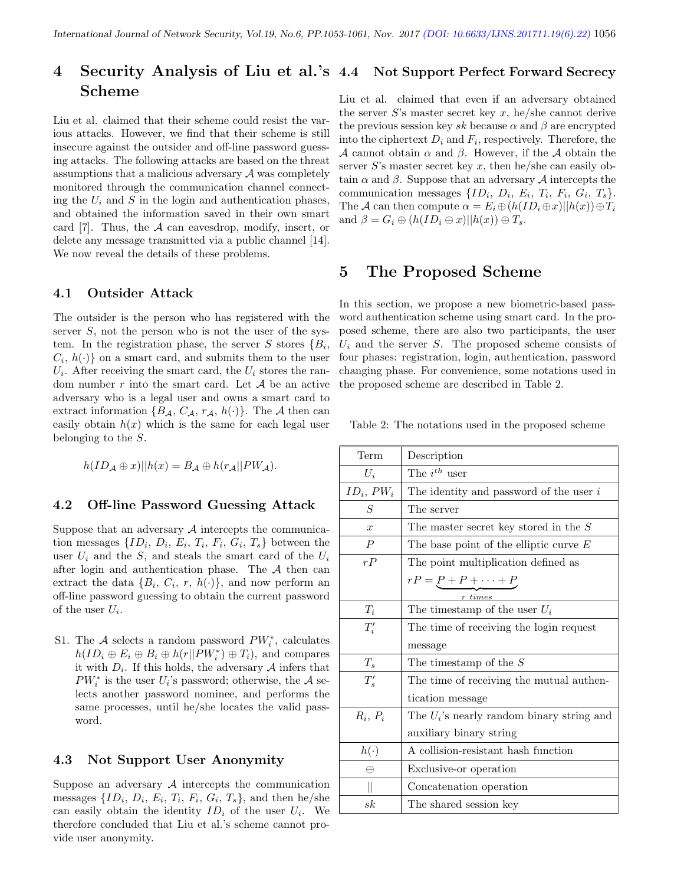# 4 Security Analysis of Liu et al.'s Scheme

Liu et al. claimed that their scheme could resist the various attacks. However, we find that their scheme is still insecure against the outsider and off-line password guessing attacks. The following attacks are based on the threat assumptions that a malicious adversary $\mathcal{A}$ was completely monitored through the communication channel connecting the $U_i$ and $S$ in the login and authentication phases, and obtained the information saved in their own smart card [7]. Thus, the $\mathcal{A}$ can eavesdrop, modify, insert, or delete any message transmitted via a public channel [14]. We now reveal the details of these problems.

## 4.1 Outsider Attack

The outsider is the person who has registered with the server $S$, not the person who is not the user of the system. In the registration phase, the server $S$ stores $\{B_i, C_i, h(\cdot)\}$ on a smart card, and submits them to the user $U_i$. After receiving the smart card, the $U_i$ stores the random number $r$ into the smart card. Let $\mathcal{A}$ be an active adversary who is a legal user and owns a smart card to extract information $\{B_{\mathcal{A}}, C_{\mathcal{A}}, r_{\mathcal{A}}, h(\cdot)\}$. The $\mathcal{A}$ then can easily obtain $h(x)$ which is the same for each legal user belonging to the $S$.

$$h(ID_{\mathcal{A}} \oplus x)||h(x) = B_{\mathcal{A}} \oplus h(r_{\mathcal{A}}||PW_{\mathcal{A}}).$$

## 4.2 Off-line Password Guessing Attack

Suppose that an adversary $\mathcal{A}$ intercepts the communication messages $\{ID_i, D_i, E_i, T_i, F_i, G_i, T_s\}$ between the user $U_i$ and the $S$, and steals the smart card of the $U_i$ after login and authentication phase. The $\mathcal{A}$ then can extract the data $\{B_i, C_i, r, h(\cdot)\}$, and now perform an off-line password guessing to obtain the current password of the user $U_i$.

S1. The $\mathcal{A}$ selects a random password $PW_i^*$, calculates $h(ID_i \oplus E_i \oplus B_i \oplus h(r||PW_i^*) \oplus T_i)$, and compares it with $D_i$. If this holds, the adversary $\mathcal{A}$ infers that $PW_i^*$ is the user $U_i$'s password; otherwise, the $\mathcal{A}$ selects another password nominee, and performs the same processes, until he/she locates the valid password.

## 4.3 Not Support User Anonymity

Suppose an adversary $\mathcal{A}$ intercepts the communication messages $\{ID_i, D_i, E_i, T_i, F_i, G_i, T_s\}$, and then he/she can easily obtain the identity $ID_i$ of the user $U_i$. We therefore concluded that Liu et al.'s scheme cannot provide user anonymity.

## 4.4 Not Support Perfect Forward Secrecy

Liu et al. claimed that even if an adversary obtained the server $S$'s master secret key $x$, he/she cannot derive the previous session key $sk$ because $\alpha$ and $\beta$ are encrypted into the ciphertext $D_i$ and $F_i$, respectively. Therefore, the $\mathcal{A}$ cannot obtain $\alpha$ and $\beta$. However, if the $\mathcal{A}$ obtain the server $S$'s master secret key $x$, then he/she can easily obtain $\alpha$ and $\beta$. Suppose that an adversary $\mathcal{A}$ intercepts the communication messages $\{ID_i, D_i, E_i, T_i, F_i, G_i, T_s\}$. The $\mathcal{A}$ can then compute $\alpha = E_i \oplus (h(ID_i \oplus x)||h(x)) \oplus T_i$ and $\beta = G_i \oplus (h(ID_i \oplus x)||h(x)) \oplus T_s$.

# 5 The Proposed Scheme

In this section, we propose a new biometric-based password authentication scheme using smart card. In the proposed scheme, there are also two participants, the user $U_i$ and the server $S$. The proposed scheme consists of four phases: registration, login, authentication, password changing phase. For convenience, some notations used in the proposed scheme are described in Table 2.

Table 2: The notations used in the proposed scheme

| Term | Description |
|---|---|
| $U_i$ | The $i^{th}$ user |
| $ID_i$, $PW_i$ | The identity and password of the user $i$ |
| $S$ | The server |
| $x$ | The master secret key stored in the $S$ |
| $P$ | The base point of the elliptic curve $E$ |
| $rP$ | The point multiplication defined as $rP = \underbrace{P + P + \cdots + P}_{r\ times}$ |
| $T_i$ | The timestamp of the user $U_i$ |
| $T_i'$ | The time of receiving the login request message |
| $T_s$ | The timestamp of the $S$ |
| $T_s'$ | The time of receiving the mutual authentication message |
| $R_i$, $P_i$ | The $U_i$'s nearly random binary string and auxiliary binary string |
| $h(\cdot)$ | A collision-resistant hash function |
| $\oplus$ | Exclusive-or operation |
| $\|\|$ | Concatenation operation |
| $sk$ | The shared session key |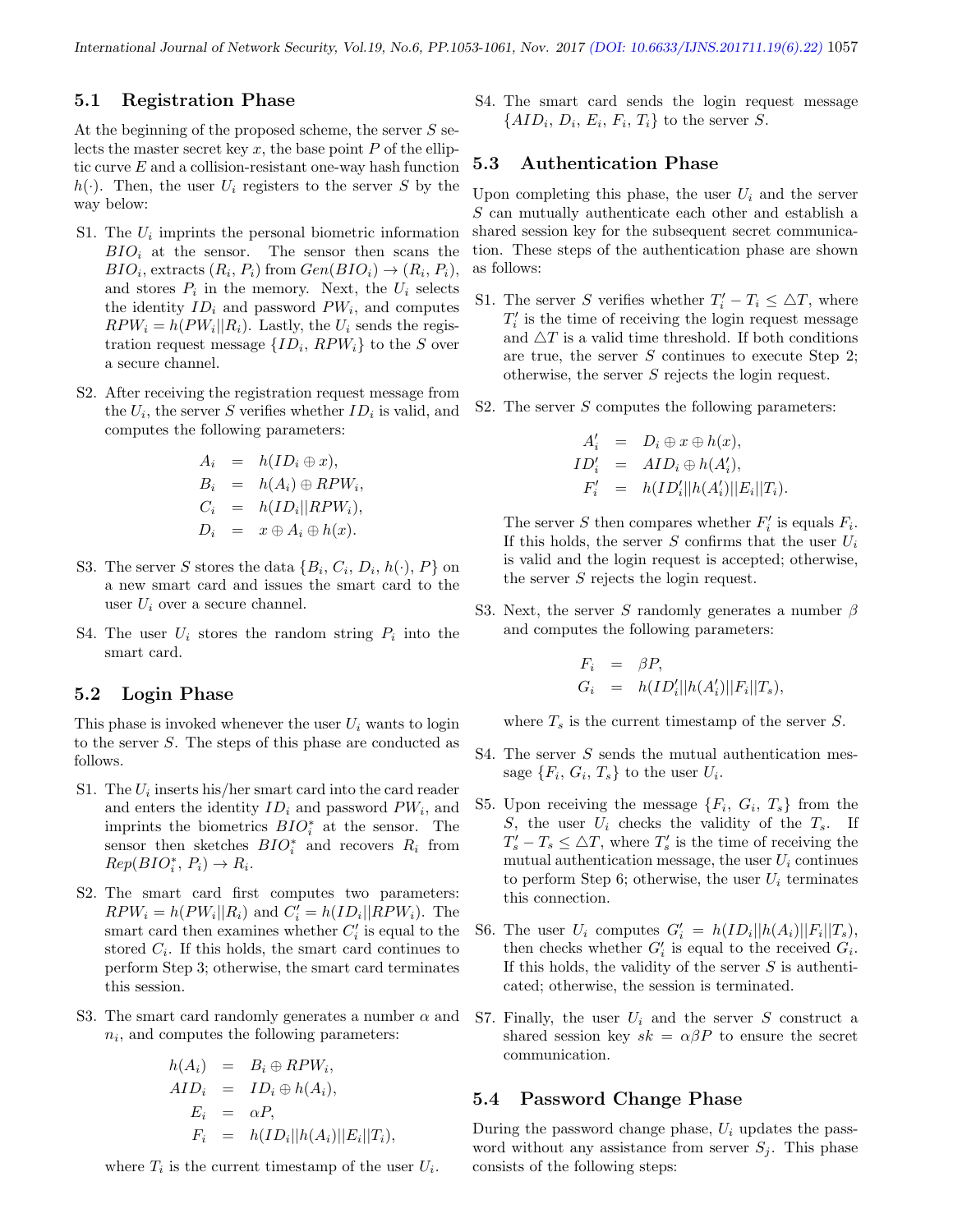### 5.1 Registration Phase

At the beginning of the proposed scheme, the server $S$ selects the master secret key $x$, the base point $P$ of the elliptic curve $E$ and a collision-resistant one-way hash function $h(\cdot)$. Then, the user $U_i$ registers to the server $S$ by the way below:

S1. The $U_i$ imprints the personal biometric information $BIO_i$ at the sensor. The sensor then scans the $BIO_i$, extracts $(R_i, P_i)$ from $Gen(BIO_i) \rightarrow (R_i, P_i)$, and stores $P_i$ in the memory. Next, the $U_i$ selects the identity $ID_i$ and password $PW_i$, and computes $RPW_i = h(PW_i||R_i)$. Lastly, the $U_i$ sends the registration request message $\{ID_i, RPW_i\}$ to the $S$ over a secure channel.

S2. After receiving the registration request message from the $U_i$, the server $S$ verifies whether $ID_i$ is valid, and computes the following parameters:

$$
\begin{aligned}
A_i &= h(ID_i \oplus x), \\
B_i &= h(A_i) \oplus RPW_i, \\
C_i &= h(ID_i||RPW_i), \\
D_i &= x \oplus A_i \oplus h(x).
\end{aligned}
$$

S3. The server $S$ stores the data $\{B_i, C_i, D_i, h(\cdot), P\}$ on a new smart card and issues the smart card to the user $U_i$ over a secure channel.

S4. The user $U_i$ stores the random string $P_i$ into the smart card.

### 5.2 Login Phase

This phase is invoked whenever the user $U_i$ wants to login to the server $S$. The steps of this phase are conducted as follows.

S1. The $U_i$ inserts his/her smart card into the card reader and enters the identity $ID_i$ and password $PW_i$, and imprints the biometrics $BIO_i^*$ at the sensor. The sensor then sketches $BIO_i^*$ and recovers $R_i$ from $Rep(BIO_i^*, P_i) \rightarrow R_i$.

S2. The smart card first computes two parameters: $RPW_i = h(PW_i||R_i)$ and $C_i' = h(ID_i||RPW_i)$. The smart card then examines whether $C_i'$ is equal to the stored $C_i$. If this holds, the smart card continues to perform Step 3; otherwise, the smart card terminates this session.

S3. The smart card randomly generates a number $\alpha$ and $n_i$, and computes the following parameters:

$$
\begin{aligned}
h(A_i) &= B_i \oplus RPW_i, \\
AID_i &= ID_i \oplus h(A_i), \\
E_i &= \alpha P, \\
F_i &= h(ID_i||h(A_i)||E_i||T_i),
\end{aligned}
$$

where $T_i$ is the current timestamp of the user $U_i$.

S4. The smart card sends the login request message $\{AID_i, D_i, E_i, F_i, T_i\}$ to the server $S$.

### 5.3 Authentication Phase

Upon completing this phase, the user $U_i$ and the server $S$ can mutually authenticate each other and establish a shared session key for the subsequent secret communication. These steps of the authentication phase are shown as follows:

S1. The server $S$ verifies whether $T_i' - T_i \leq \triangle T$, where $T_i'$ is the time of receiving the login request message and $\triangle T$ is a valid time threshold. If both conditions are true, the server $S$ continues to execute Step 2; otherwise, the server $S$ rejects the login request.

S2. The server $S$ computes the following parameters:

$$
\begin{aligned}
A_i' &= D_i \oplus x \oplus h(x), \\
ID_i' &= AID_i \oplus h(A_i'), \\
F_i' &= h(ID_i'||h(A_i')||E_i||T_i).
\end{aligned}
$$

The server $S$ then compares whether $F_i'$ is equals $F_i$. If this holds, the server $S$ confirms that the user $U_i$ is valid and the login request is accepted; otherwise, the server $S$ rejects the login request.

S3. Next, the server $S$ randomly generates a number $\beta$ and computes the following parameters:

$$
\begin{aligned}
F_i &= \beta P, \\
G_i &= h(ID_i'||h(A_i')||F_i||T_s),
\end{aligned}
$$

where $T_s$ is the current timestamp of the server $S$.

S4. The server $S$ sends the mutual authentication message $\{F_i, G_i, T_s\}$ to the user $U_i$.

S5. Upon receiving the message $\{F_i, G_i, T_s\}$ from the $S$, the user $U_i$ checks the validity of the $T_s$. If $T_s' - T_s \leq \triangle T$, where $T_s'$ is the time of receiving the mutual authentication message, the user $U_i$ continues to perform Step 6; otherwise, the user $U_i$ terminates this connection.

S6. The user $U_i$ computes $G_i' = h(ID_i||h(A_i)||F_i||T_s)$, then checks whether $G_i'$ is equal to the received $G_i$. If this holds, the validity of the server $S$ is authenticated; otherwise, the session is terminated.

S7. Finally, the user $U_i$ and the server $S$ construct a shared session key $sk = \alpha\beta P$ to ensure the secret communication.

### 5.4 Password Change Phase

During the password change phase, $U_i$ updates the password without any assistance from server $S_j$. This phase consists of the following steps: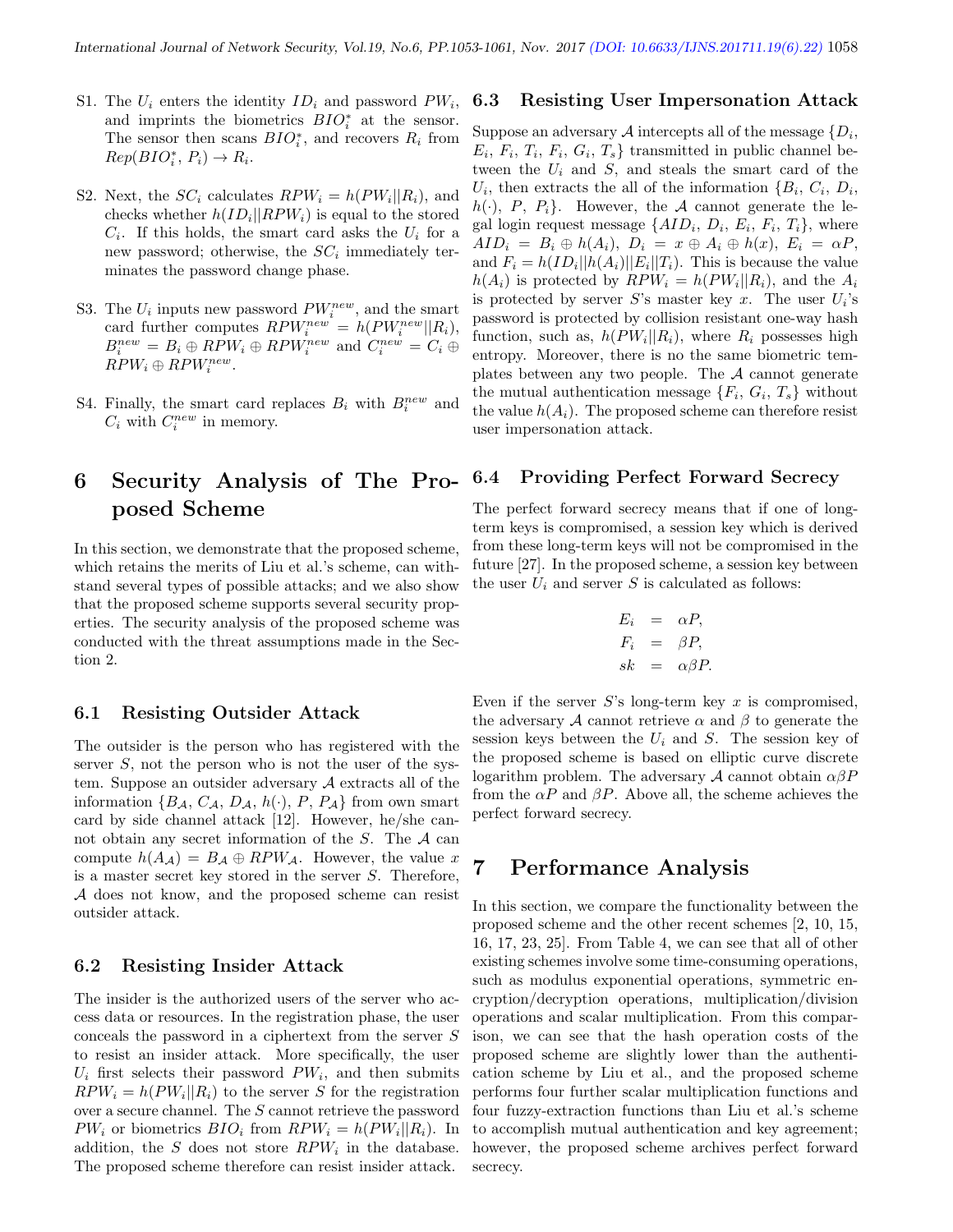S1. The $U_i$ enters the identity $ID_i$ and password $PW_i$, and imprints the biometrics $BIO_i^*$ at the sensor. The sensor then scans $BIO_i^*$, and recovers $R_i$ from $Rep(BIO_i^*, P_i) \rightarrow R_i$.

S2. Next, the $SC_i$ calculates $RPW_i = h(PW_i||R_i)$, and checks whether $h(ID_i||RPW_i)$ is equal to the stored $C_i$. If this holds, the smart card asks the $U_i$ for a new password; otherwise, the $SC_i$ immediately terminates the password change phase.

S3. The $U_i$ inputs new password $PW_i^{new}$, and the smart card further computes $RPW_i^{new} = h(PW_i^{new}||R_i)$, $B_i^{new} = B_i \oplus RPW_i \oplus RPW_i^{new}$ and $C_i^{new} = C_i \oplus RPW_i \oplus RPW_i^{new}$.

S4. Finally, the smart card replaces $B_i$ with $B_i^{new}$ and $C_i$ with $C_i^{new}$ in memory.

# 6 Security Analysis of The Proposed Scheme

In this section, we demonstrate that the proposed scheme, which retains the merits of Liu et al.'s scheme, can withstand several types of possible attacks; and we also show that the proposed scheme supports several security properties. The security analysis of the proposed scheme was conducted with the threat assumptions made in the Section 2.

## 6.1 Resisting Outsider Attack

The outsider is the person who has registered with the server $S$, not the person who is not the user of the system. Suppose an outsider adversary $\mathcal{A}$ extracts all of the information $\{B_{\mathcal{A}}, C_{\mathcal{A}}, D_{\mathcal{A}}, h(\cdot), P, P_{\mathcal{A}}\}$ from own smart card by side channel attack [12]. However, he/she cannot obtain any secret information of the $S$. The $\mathcal{A}$ can compute $h(A_{\mathcal{A}}) = B_{\mathcal{A}} \oplus RPW_{\mathcal{A}}$. However, the value $x$ is a master secret key stored in the server $S$. Therefore, $\mathcal{A}$ does not know, and the proposed scheme can resist outsider attack.

## 6.2 Resisting Insider Attack

The insider is the authorized users of the server who access data or resources. In the registration phase, the user conceals the password in a ciphertext from the server $S$ to resist an insider attack. More specifically, the user $U_i$ first selects their password $PW_i$, and then submits $RPW_i = h(PW_i||R_i)$ to the server $S$ for the registration over a secure channel. The $S$ cannot retrieve the password $PW_i$ or biometrics $BIO_i$ from $RPW_i = h(PW_i||R_i)$. In addition, the $S$ does not store $RPW_i$ in the database. The proposed scheme therefore can resist insider attack.

## 6.3 Resisting User Impersonation Attack

Suppose an adversary $\mathcal{A}$ intercepts all of the message $\{D_i, E_i, F_i, T_i, F_i, G_i, T_s\}$ transmitted in public channel between the $U_i$ and $S$, and steals the smart card of the $U_i$, then extracts the all of the information $\{B_i, C_i, D_i, h(\cdot), P, P_i\}$. However, the $\mathcal{A}$ cannot generate the legal login request message $\{AID_i, D_i, E_i, F_i, T_i\}$, where $AID_i = B_i \oplus h(A_i)$, $D_i = x \oplus A_i \oplus h(x)$, $E_i = \alpha P$, and $F_i = h(ID_i||h(A_i)||E_i||T_i)$. This is because the value $h(A_i)$ is protected by $RPW_i = h(PW_i||R_i)$, and the $A_i$ is protected by server $S$'s master key $x$. The user $U_i$'s password is protected by collision resistant one-way hash function, such as, $h(PW_i||R_i)$, where $R_i$ possesses high entropy. Moreover, there is no the same biometric templates between any two people. The $\mathcal{A}$ cannot generate the mutual authentication message $\{F_i, G_i, T_s\}$ without the value $h(A_i)$. The proposed scheme can therefore resist user impersonation attack.

## 6.4 Providing Perfect Forward Secrecy

The perfect forward secrecy means that if one of long-term keys is compromised, a session key which is derived from these long-term keys will not be compromised in the future [27]. In the proposed scheme, a session key between the user $U_i$ and server $S$ is calculated as follows:

$$
\begin{aligned}
E_i &= \alpha P, \\
F_i &= \beta P, \\
sk &= \alpha\beta P.
\end{aligned}
$$

Even if the server $S$'s long-term key $x$ is compromised, the adversary $\mathcal{A}$ cannot retrieve $\alpha$ and $\beta$ to generate the session keys between the $U_i$ and $S$. The session key of the proposed scheme is based on elliptic curve discrete logarithm problem. The adversary $\mathcal{A}$ cannot obtain $\alpha\beta P$ from the $\alpha P$ and $\beta P$. Above all, the scheme achieves the perfect forward secrecy.

# 7 Performance Analysis

In this section, we compare the functionality between the proposed scheme and the other recent schemes [2, 10, 15, 16, 17, 23, 25]. From Table 4, we can see that all of other existing schemes involve some time-consuming operations, such as modulus exponential operations, symmetric encryption/decryption operations, multiplication/division operations and scalar multiplication. From this comparison, we can see that the hash operation costs of the proposed scheme are slightly lower than the authentication scheme by Liu et al., and the proposed scheme performs four further scalar multiplication functions and four fuzzy-extraction functions than Liu et al.'s scheme to accomplish mutual authentication and key agreement; however, the proposed scheme archives perfect forward secrecy.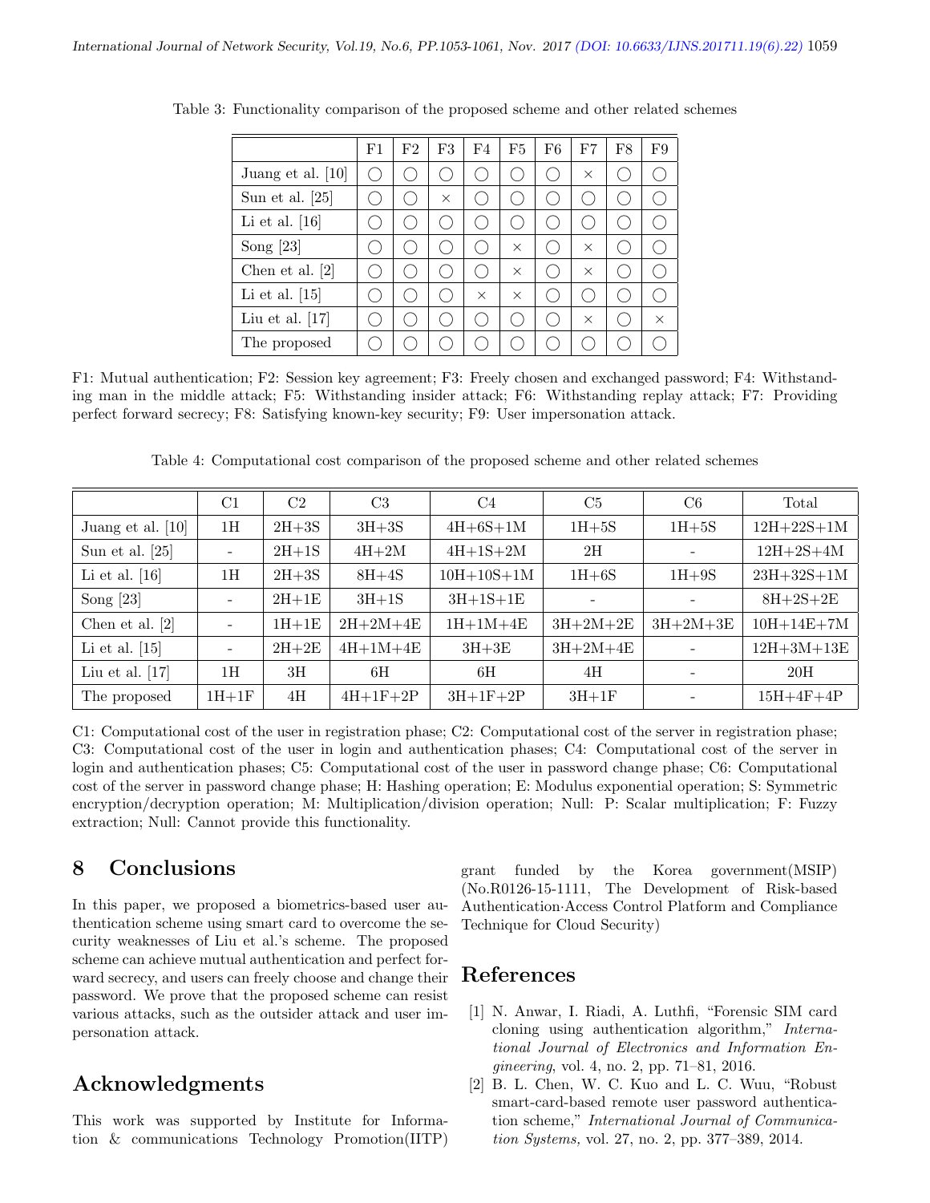Table 3: Functionality comparison of the proposed scheme and other related schemes

| | F1 | F2 | F3 | F4 | F5 | F6 | F7 | F8 | F9 |
|---|---|---|---|---|---|---|---|---|---|
| Juang et al. [10] | ◯ | ◯ | ◯ | ◯ | ◯ | ◯ | × | ◯ | ◯ |
| Sun et al. [25] | ◯ | ◯ | × | ◯ | ◯ | ◯ | ◯ | ◯ | ◯ |
| Li et al. [16] | ◯ | ◯ | ◯ | ◯ | ◯ | ◯ | ◯ | ◯ | ◯ |
| Song [23] | ◯ | ◯ | ◯ | ◯ | × | ◯ | × | ◯ | ◯ |
| Chen et al. [2] | ◯ | ◯ | ◯ | ◯ | × | ◯ | × | ◯ | ◯ |
| Li et al. [15] | ◯ | ◯ | ◯ | × | × | ◯ | ◯ | ◯ | ◯ |
| Liu et al. [17] | ◯ | ◯ | ◯ | ◯ | ◯ | ◯ | × | ◯ | × |
| The proposed | ◯ | ◯ | ◯ | ◯ | ◯ | ◯ | ◯ | ◯ | ◯ |

F1: Mutual authentication; F2: Session key agreement; F3: Freely chosen and exchanged password; F4: Withstanding man in the middle attack; F5: Withstanding insider attack; F6: Withstanding replay attack; F7: Providing perfect forward secrecy; F8: Satisfying known-key security; F9: User impersonation attack.

Table 4: Computational cost comparison of the proposed scheme and other related schemes

| | C1 | C2 | C3 | C4 | C5 | C6 | Total |
|---|---|---|---|---|---|---|---|
| Juang et al. [10] | 1H | 2H+3S | 3H+3S | 4H+6S+1M | 1H+5S | 1H+5S | 12H+22S+1M |
| Sun et al. [25] | - | 2H+1S | 4H+2M | 4H+1S+2M | 2H | - | 12H+2S+4M |
| Li et al. [16] | 1H | 2H+3S | 8H+4S | 10H+10S+1M | 1H+6S | 1H+9S | 23H+32S+1M |
| Song [23] | - | 2H+1E | 3H+1S | 3H+1S+1E | - | - | 8H+2S+2E |
| Chen et al. [2] | - | 1H+1E | 2H+2M+4E | 1H+1M+4E | 3H+2M+2E | 3H+2M+3E | 10H+14E+7M |
| Li et al. [15] | - | 2H+2E | 4H+1M+4E | 3H+3E | 3H+2M+4E | - | 12H+3M+13E |
| Liu et al. [17] | 1H | 3H | 6H | 6H | 4H | - | 20H |
| The proposed | 1H+1F | 4H | 4H+1F+2P | 3H+1F+2P | 3H+1F | - | 15H+4F+4P |

C1: Computational cost of the user in registration phase; C2: Computational cost of the server in registration phase; C3: Computational cost of the user in login and authentication phases; C4: Computational cost of the server in login and authentication phases; C5: Computational cost of the user in password change phase; C6: Computational cost of the server in password change phase; H: Hashing operation; E: Modulus exponential operation; S: Symmetric encryption/decryption operation; M: Multiplication/division operation; Null: P: Scalar multiplication; F: Fuzzy extraction; Null: Cannot provide this functionality.

# 8 Conclusions

In this paper, we proposed a biometrics-based user authentication scheme using smart card to overcome the security weaknesses of Liu et al.'s scheme. The proposed scheme can achieve mutual authentication and perfect forward secrecy, and users can freely choose and change their password. We prove that the proposed scheme can resist various attacks, such as the outsider attack and user impersonation attack.

# Acknowledgments

This work was supported by Institute for Information & communications Technology Promotion(IITP) grant funded by the Korea government(MSIP) (No.R0126-15-1111, The Development of Risk-based Authentication·Access Control Platform and Compliance Technique for Cloud Security)

# References

[1] N. Anwar, I. Riadi, A. Luthfi, "Forensic SIM card cloning using authentication algorithm," *International Journal of Electronics and Information Engineering*, vol. 4, no. 2, pp. 71–81, 2016.

[2] B. L. Chen, W. C. Kuo and L. C. Wuu, "Robust smart-card-based remote user password authentication scheme," *International Journal of Communication Systems*, vol. 27, no. 2, pp. 377–389, 2014.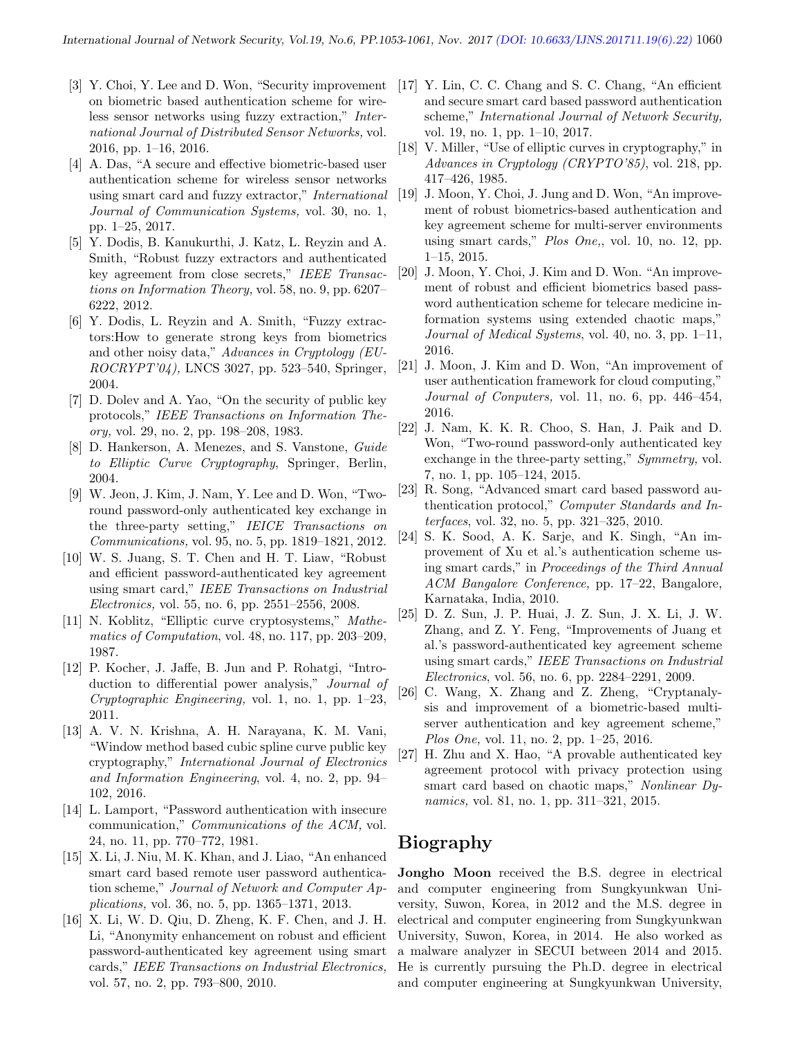[3] Y. Choi, Y. Lee and D. Won, "Security improvement on biometric based authentication scheme for wireless sensor networks using fuzzy extraction," *International Journal of Distributed Sensor Networks,* vol. 2016, pp. 1–16, 2016.

[4] A. Das, "A secure and effective biometric-based user authentication scheme for wireless sensor networks using smart card and fuzzy extractor," *International Journal of Communication Systems,* vol. 30, no. 1, pp. 1–25, 2017.

[5] Y. Dodis, B. Kanukurthi, J. Katz, L. Reyzin and A. Smith, "Robust fuzzy extractors and authenticated key agreement from close secrets," *IEEE Transactions on Information Theory,* vol. 58, no. 9, pp. 6207–6222, 2012.

[6] Y. Dodis, L. Reyzin and A. Smith, "Fuzzy extractors:How to generate strong keys from biometrics and other noisy data," *Advances in Cryptology (EUROCRYPT'04),* LNCS 3027, pp. 523–540, Springer, 2004.

[7] D. Dolev and A. Yao, "On the security of public key protocols," *IEEE Transactions on Information Theory,* vol. 29, no. 2, pp. 198–208, 1983.

[8] D. Hankerson, A. Menezes, and S. Vanstone, *Guide to Elliptic Curve Cryptography*, Springer, Berlin, 2004.

[9] W. Jeon, J. Kim, J. Nam, Y. Lee and D. Won, "Two-round password-only authenticated key exchange in the three-party setting," *IEICE Transactions on Communications,* vol. 95, no. 5, pp. 1819–1821, 2012.

[10] W. S. Juang, S. T. Chen and H. T. Liaw, "Robust and efficient password-authenticated key agreement using smart card," *IEEE Transactions on Industrial Electronics,* vol. 55, no. 6, pp. 2551–2556, 2008.

[11] N. Koblitz, "Elliptic curve cryptosystems," *Mathematics of Computation*, vol. 48, no. 117, pp. 203–209, 1987.

[12] P. Kocher, J. Jaffe, B. Jun and P. Rohatgi, "Introduction to differential power analysis," *Journal of Cryptographic Engineering,* vol. 1, no. 1, pp. 1–23, 2011.

[13] A. V. N. Krishna, A. H. Narayana, K. M. Vani, "Window method based cubic spline curve public key cryptography," *International Journal of Electronics and Information Engineering*, vol. 4, no. 2, pp. 94–102, 2016.

[14] L. Lamport, "Password authentication with insecure communication," *Communications of the ACM,* vol. 24, no. 11, pp. 770–772, 1981.

[15] X. Li, J. Niu, M. K. Khan, and J. Liao, "An enhanced smart card based remote user password authentication scheme," *Journal of Network and Computer Applications,* vol. 36, no. 5, pp. 1365–1371, 2013.

[16] X. Li, W. D. Qiu, D. Zheng, K. F. Chen, and J. H. Li, "Anonymity enhancement on robust and efficient password-authenticated key agreement using smart cards," *IEEE Transactions on Industrial Electronics,* vol. 57, no. 2, pp. 793–800, 2010.

[17] Y. Lin, C. C. Chang and S. C. Chang, "An efficient and secure smart card based password authentication scheme," *International Journal of Network Security,* vol. 19, no. 1, pp. 1–10, 2017.

[18] V. Miller, "Use of elliptic curves in cryptography," in *Advances in Cryptology (CRYPTO'85)*, vol. 218, pp. 417–426, 1985.

[19] J. Moon, Y. Choi, J. Jung and D. Won, "An improvement of robust biometrics-based authentication and key agreement scheme for multi-server environments using smart cards," *Plos One,*, vol. 10, no. 12, pp. 1–15, 2015.

[20] J. Moon, Y. Choi, J. Kim and D. Won. "An improvement of robust and efficient biometrics based password authentication scheme for telecare medicine information systems using extended chaotic maps," *Journal of Medical Systems*, vol. 40, no. 3, pp. 1–11, 2016.

[21] J. Moon, J. Kim and D. Won, "An improvement of user authentication framework for cloud computing," *Journal of Conputers,* vol. 11, no. 6, pp. 446–454, 2016.

[22] J. Nam, K. K. R. Choo, S. Han, J. Paik and D. Won, "Two-round password-only authenticated key exchange in the three-party setting," *Symmetry,* vol. 7, no. 1, pp. 105–124, 2015.

[23] R. Song, "Advanced smart card based password authentication protocol," *Computer Standards and Interfaces*, vol. 32, no. 5, pp. 321–325, 2010.

[24] S. K. Sood, A. K. Sarje, and K. Singh, "An improvement of Xu et al.'s authentication scheme using smart cards," in *Proceedings of the Third Annual ACM Bangalore Conference,* pp. 17–22, Bangalore, Karnataka, India, 2010.

[25] D. Z. Sun, J. P. Huai, J. Z. Sun, J. X. Li, J. W. Zhang, and Z. Y. Feng, "Improvements of Juang et al.'s password-authenticated key agreement scheme using smart cards," *IEEE Transactions on Industrial Electronics*, vol. 56, no. 6, pp. 2284–2291, 2009.

[26] C. Wang, X. Zhang and Z. Zheng, "Cryptanalysis and improvement of a biometric-based multi-server authentication and key agreement scheme," *Plos One,* vol. 11, no. 2, pp. 1–25, 2016.

[27] H. Zhu and X. Hao, "A provable authenticated key agreement protocol with privacy protection using smart card based on chaotic maps," *Nonlinear Dynamics,* vol. 81, no. 1, pp. 311–321, 2015.

# Biography

**Jongho Moon** received the B.S. degree in electrical and computer engineering from Sungkyunkwan University, Suwon, Korea, in 2012 and the M.S. degree in electrical and computer engineering from Sungkyunkwan University, Suwon, Korea, in 2014. He also worked as a malware analyzer in SECUI between 2014 and 2015. He is currently pursuing the Ph.D. degree in electrical and computer engineering at Sungkyunkwan University,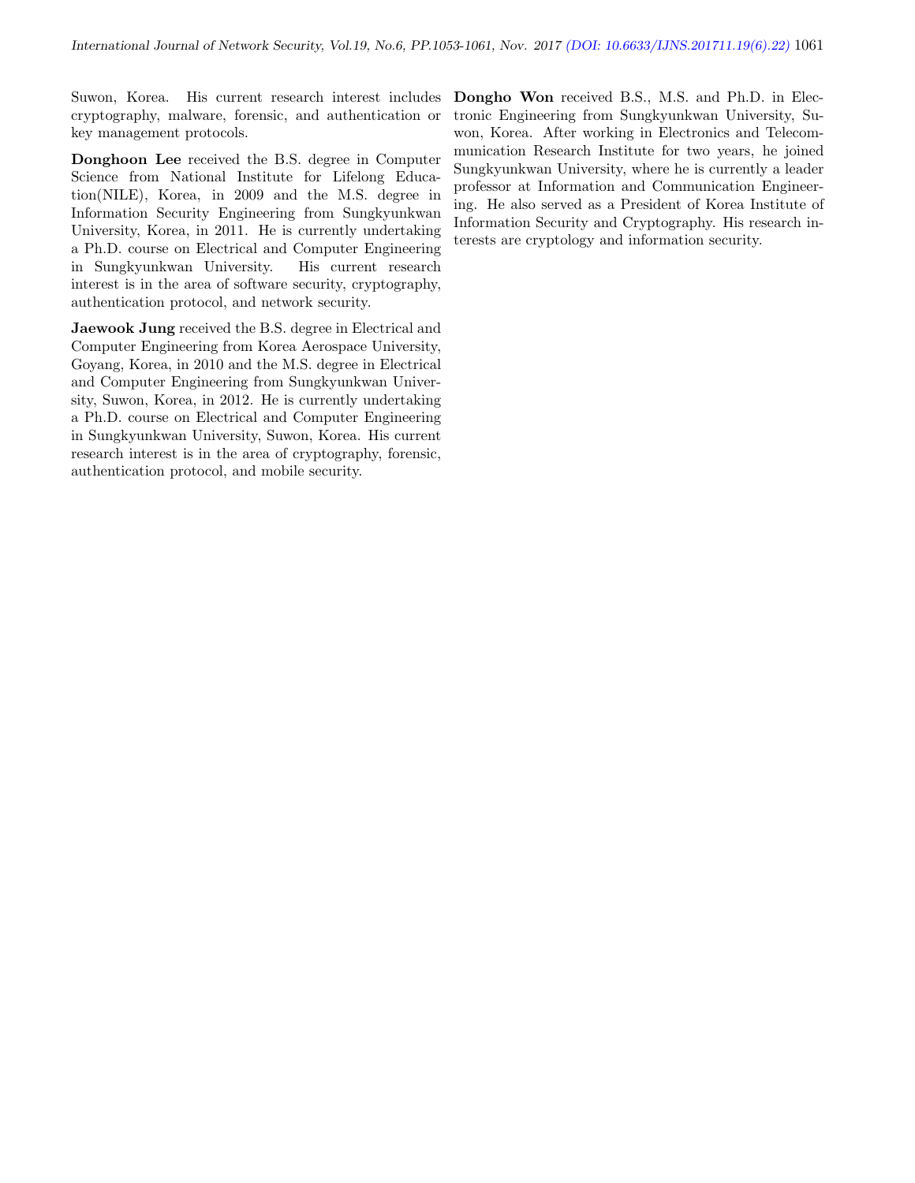Suwon, Korea. His current research interest includes cryptography, malware, forensic, and authentication or key management protocols.

**Donghoon Lee** received the B.S. degree in Computer Science from National Institute for Lifelong Education(NILE), Korea, in 2009 and the M.S. degree in Information Security Engineering from Sungkyunkwan University, Korea, in 2011. He is currently undertaking a Ph.D. course on Electrical and Computer Engineering in Sungkyunkwan University. His current research interest is in the area of software security, cryptography, authentication protocol, and network security.

**Jaewook Jung** received the B.S. degree in Electrical and Computer Engineering from Korea Aerospace University, Goyang, Korea, in 2010 and the M.S. degree in Electrical and Computer Engineering from Sungkyunkwan University, Suwon, Korea, in 2012. He is currently undertaking a Ph.D. course on Electrical and Computer Engineering in Sungkyunkwan University, Suwon, Korea. His current research interest is in the area of cryptography, forensic, authentication protocol, and mobile security.

**Dongho Won** received B.S., M.S. and Ph.D. in Electronic Engineering from Sungkyunkwan University, Suwon, Korea. After working in Electronics and Telecommunication Research Institute for two years, he joined Sungkyunkwan University, where he is currently a leader professor at Information and Communication Engineering. He also served as a President of Korea Institute of Information Security and Cryptography. His research interests are cryptology and information security.